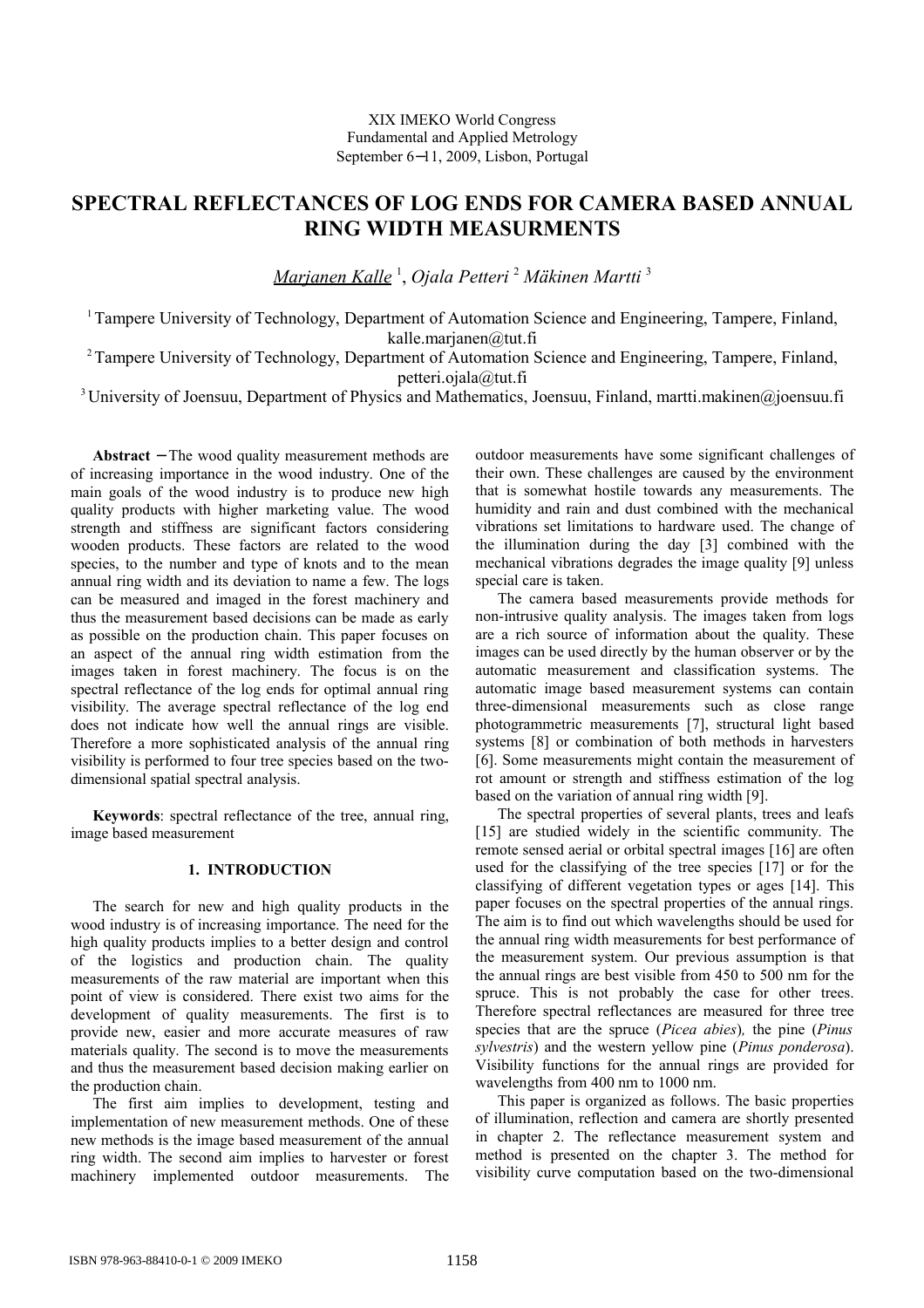XIX IMEKO World Congress
Fundamental and Applied Metrology
September 6−11, 2009, Lisbon, Portugal

# SPECTRAL REFLECTANCES OF LOG ENDS FOR CAMERA BASED ANNUAL RING WIDTH MEASURMENTS

Marjanen Kalle [1], Ojala Petteri [2] Mäkinen Martti [3]

[1] Tampere University of Technology, Department of Automation Science and Engineering, Tampere, Finland, kalle.marjanen@tut.fi

[2] Tampere University of Technology, Department of Automation Science and Engineering, Tampere, Finland, petteri.ojala@tut.fi

[3] University of Joensuu, Department of Physics and Mathematics, Joensuu, Finland, martti.makinen@joensuu.fi

**Abstract** − The wood quality measurement methods are of increasing importance in the wood industry. One of the main goals of the wood industry is to produce new high quality products with higher marketing value. The wood strength and stiffness are significant factors considering wooden products. These factors are related to the wood species, to the number and type of knots and to the mean annual ring width and its deviation to name a few. The logs can be measured and imaged in the forest machinery and thus the measurement based decisions can be made as early as possible on the production chain. This paper focuses on an aspect of the annual ring width estimation from the images taken in forest machinery. The focus is on the spectral reflectance of the log ends for optimal annual ring visibility. The average spectral reflectance of the log end does not indicate how well the annual rings are visible. Therefore a more sophisticated analysis of the annual ring visibility is performed to four tree species based on the two-dimensional spatial spectral analysis.

**Keywords**: spectral reflectance of the tree, annual ring, image based measurement

## 1. INTRODUCTION

The search for new and high quality products in the wood industry is of increasing importance. The need for the high quality products implies to a better design and control of the logistics and production chain. The quality measurements of the raw material are important when this point of view is considered. There exist two aims for the development of quality measurements. The first is to provide new, easier and more accurate measures of raw materials quality. The second is to move the measurements and thus the measurement based decision making earlier on the production chain.

The first aim implies to development, testing and implementation of new measurement methods. One of these new methods is the image based measurement of the annual ring width. The second aim implies to harvester or forest machinery implemented outdoor measurements. The outdoor measurements have some significant challenges of their own. These challenges are caused by the environment that is somewhat hostile towards any measurements. The humidity and rain and dust combined with the mechanical vibrations set limitations to hardware used. The change of the illumination during the day [3] combined with the mechanical vibrations degrades the image quality [9] unless special care is taken.

The camera based measurements provide methods for non-intrusive quality analysis. The images taken from logs are a rich source of information about the quality. These images can be used directly by the human observer or by the automatic measurement and classification systems. The automatic image based measurement systems can contain three-dimensional measurements such as close range photogrammetric measurements [7], structural light based systems [8] or combination of both methods in harvesters [6]. Some measurements might contain the measurement of rot amount or strength and stiffness estimation of the log based on the variation of annual ring width [9].

The spectral properties of several plants, trees and leafs [15] are studied widely in the scientific community. The remote sensed aerial or orbital spectral images [16] are often used for the classifying of the tree species [17] or for the classifying of different vegetation types or ages [14]. This paper focuses on the spectral properties of the annual rings. The aim is to find out which wavelengths should be used for the annual ring width measurements for best performance of the measurement system. Our previous assumption is that the annual rings are best visible from 450 to 500 nm for the spruce. This is not probably the case for other trees. Therefore spectral reflectances are measured for three tree species that are the spruce (*Picea abies*), the pine (*Pinus sylvestris*) and the western yellow pine (*Pinus ponderosa*). Visibility functions for the annual rings are provided for wavelengths from 400 nm to 1000 nm.

This paper is organized as follows. The basic properties of illumination, reflection and camera are shortly presented in chapter 2. The reflectance measurement system and method is presented on the chapter 3. The method for visibility curve computation based on the two-dimensional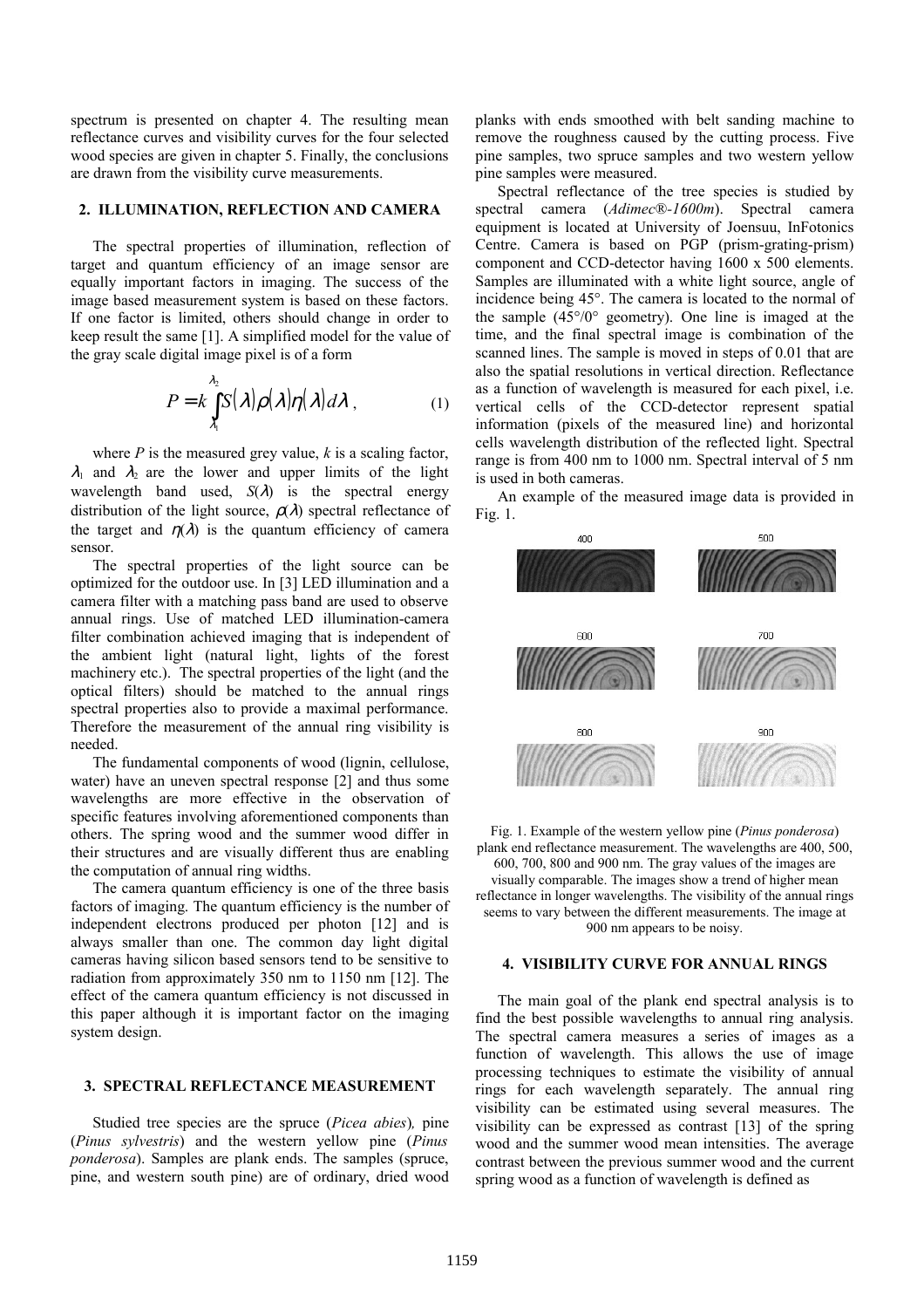spectrum is presented on chapter 4. The resulting mean reflectance curves and visibility curves for the four selected wood species are given in chapter 5. Finally, the conclusions are drawn from the visibility curve measurements.

## 2. ILLUMINATION, REFLECTION AND CAMERA

The spectral properties of illumination, reflection of target and quantum efficiency of an image sensor are equally important factors in imaging. The success of the image based measurement system is based on these factors. If one factor is limited, others should change in order to keep result the same [1]. A simplified model for the value of the gray scale digital image pixel is of a form

$$P = k\int_{\lambda_1}^{\lambda_2} S(\lambda)\rho(\lambda)\eta(\lambda)d\lambda\,, \tag{1}$$

where $P$ is the measured grey value, $k$ is a scaling factor, $\lambda_1$ and $\lambda_2$ are the lower and upper limits of the light wavelength band used, $S(\lambda)$ is the spectral energy distribution of the light source, $\rho(\lambda)$ spectral reflectance of the target and $\eta(\lambda)$ is the quantum efficiency of camera sensor.

The spectral properties of the light source can be optimized for the outdoor use. In [3] LED illumination and a camera filter with a matching pass band are used to observe annual rings. Use of matched LED illumination-camera filter combination achieved imaging that is independent of the ambient light (natural light, lights of the forest machinery etc.). The spectral properties of the light (and the optical filters) should be matched to the annual rings spectral properties also to provide a maximal performance. Therefore the measurement of the annual ring visibility is needed.

The fundamental components of wood (lignin, cellulose, water) have an uneven spectral response [2] and thus some wavelengths are more effective in the observation of specific features involving aforementioned components than others. The spring wood and the summer wood differ in their structures and are visually different thus are enabling the computation of annual ring widths.

The camera quantum efficiency is one of the three basis factors of imaging. The quantum efficiency is the number of independent electrons produced per photon [12] and is always smaller than one. The common day light digital cameras having silicon based sensors tend to be sensitive to radiation from approximately 350 nm to 1150 nm [12]. The effect of the camera quantum efficiency is not discussed in this paper although it is important factor on the imaging system design.

## 3. SPECTRAL REFLECTANCE MEASUREMENT

Studied tree species are the spruce (*Picea abies*)*,* pine (*Pinus sylvestris*) and the western yellow pine (*Pinus ponderosa*). Samples are plank ends. The samples (spruce, pine, and western south pine) are of ordinary, dried wood planks with ends smoothed with belt sanding machine to remove the roughness caused by the cutting process. Five pine samples, two spruce samples and two western yellow pine samples were measured.

Spectral reflectance of the tree species is studied by spectral camera (*Adimec®-1600m*). Spectral camera equipment is located at University of Joensuu, InFotonics Centre. Camera is based on PGP (prism-grating-prism) component and CCD-detector having 1600 x 500 elements. Samples are illuminated with a white light source, angle of incidence being 45°. The camera is located to the normal of the sample (45°/0° geometry). One line is imaged at the time, and the final spectral image is combination of the scanned lines. The sample is moved in steps of 0.01 that are also the spatial resolutions in vertical direction. Reflectance as a function of wavelength is measured for each pixel, i.e. vertical cells of the CCD-detector represent spatial information (pixels of the measured line) and horizontal cells wavelength distribution of the reflected light. Spectral range is from 400 nm to 1000 nm. Spectral interval of 5 nm is used in both cameras.

An example of the measured image data is provided in Fig. 1.

Fig. 1. Example of the western yellow pine (*Pinus ponderosa*) plank end reflectance measurement. The wavelengths are 400, 500, 600, 700, 800 and 900 nm. The gray values of the images are visually comparable. The images show a trend of higher mean reflectance in longer wavelengths. The visibility of the annual rings seems to vary between the different measurements. The image at 900 nm appears to be noisy.

## 4. VISIBILITY CURVE FOR ANNUAL RINGS

The main goal of the plank end spectral analysis is to find the best possible wavelengths to annual ring analysis. The spectral camera measures a series of images as a function of wavelength. This allows the use of image processing techniques to estimate the visibility of annual rings for each wavelength separately. The annual ring visibility can be estimated using several measures. The visibility can be expressed as contrast [13] of the spring wood and the summer wood mean intensities. The average contrast between the previous summer wood and the current spring wood as a function of wavelength is defined as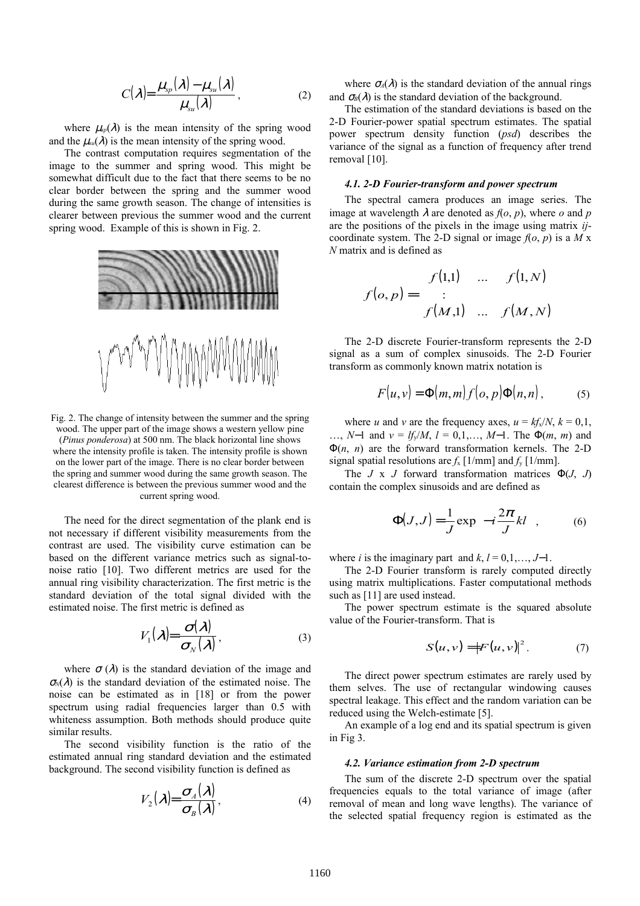$$C(\lambda)=\frac{\mu_{sp}(\lambda)-\mu_{su}(\lambda)}{\mu_{su}(\lambda)}, \qquad (2)$$

where $\mu_{sp}(\lambda)$ is the mean intensity of the spring wood and the $\mu_{su}(\lambda)$ is the mean intensity of the spring wood.

The contrast computation requires segmentation of the image to the summer and spring wood. This might be somewhat difficult due to the fact that there seems to be no clear border between the spring and the summer wood during the same growth season. The change of intensities is clearer between previous the summer wood and the current spring wood. Example of this is shown in Fig. 2.

Fig. 2. The change of intensity between the summer and the spring wood. The upper part of the image shows a western yellow pine (*Pinus ponderosa*) at 500 nm. The black horizontal line shows where the intensity profile is taken. The intensity profile is shown on the lower part of the image. There is no clear border between the spring and summer wood during the same growth season. The clearest difference is between the previous summer wood and the current spring wood.

The need for the direct segmentation of the plank end is not necessary if different visibility measurements from the contrast are used. The visibility curve estimation can be based on the different variance metrics such as signal-to-noise ratio [10]. Two different metrics are used for the annual ring visibility characterization. The first metric is the standard deviation of the total signal divided with the estimated noise. The first metric is defined as

$$V_1(\lambda)=\frac{\sigma(\lambda)}{\sigma_N(\lambda)}, \qquad (3)$$

where $\sigma(\lambda)$ is the standard deviation of the image and $\sigma_N(\lambda)$ is the standard deviation of the estimated noise. The noise can be estimated as in [18] or from the power spectrum using radial frequencies larger than 0.5 with whiteness assumption. Both methods should produce quite similar results.

The second visibility function is the ratio of the estimated annual ring standard deviation and the estimated background. The second visibility function is defined as

$$V_2(\lambda)=\frac{\sigma_A(\lambda)}{\sigma_B(\lambda)}, \qquad (4)$$

where $\sigma_A(\lambda)$ is the standard deviation of the annual rings and $\sigma_B(\lambda)$ is the standard deviation of the background.

The estimation of the standard deviations is based on the 2-D Fourier-power spatial spectrum estimates. The spatial power spectrum density function (*psd*) describes the variance of the signal as a function of frequency after trend removal [10].

#### *4.1. 2-D Fourier-transform and power spectrum*

The spectral camera produces an image series. The image at wavelength $\lambda$ are denoted as $f(o, p)$, where $o$ and $p$ are the positions of the pixels in the image using matrix *ij*-coordinate system. The 2-D signal or image $f(o, p)$ is a $M$ x $N$ matrix and is defined as

$$f(o,p)=\begin{bmatrix} f(1,1) & \dots & f(1,N) \\ & \vdots & \\ f(M,1) & \dots & f(M,N) \end{bmatrix}$$

The 2-D discrete Fourier-transform represents the 2-D signal as a sum of complex sinusoids. The 2-D Fourier transform as commonly known matrix notation is

$$F(u,v)=\Phi(m,m)f(o,p)\Phi(n,n), \qquad (5)$$

where $u$ and $v$ are the frequency axes, $u = kf_x/N$, $k = 0,1, \dots, N-1$ and $v = lf_y/M$, $l = 0,1,\dots, M-1$. The $\Phi(m, m)$ and $\Phi(n, n)$ are the forward transformation kernels. The 2-D signal spatial resolutions are $f_x$ [1/mm] and $f_y$ [1/mm].

The $J$ x $J$ forward transformation matrices $\Phi(J, J)$ contain the complex sinusoids and are defined as

$$\Phi(J,J)=\frac{1}{J}\exp\left(-i\frac{2\pi}{J}kl\right), \qquad (6)$$

where $i$ is the imaginary part and $k, l = 0,1,\dots, J-1$.

The 2-D Fourier transform is rarely computed directly using matrix multiplications. Faster computational methods such as [11] are used instead.

The power spectrum estimate is the squared absolute value of the Fourier-transform. That is

$$S(u,v)=|F(u,v)|^2. \qquad (7)$$

The direct power spectrum estimates are rarely used by them selves. The use of rectangular windowing causes spectral leakage. This effect and the random variation can be reduced using the Welch-estimate [5].

An example of a log end and its spatial spectrum is given in Fig 3.

#### *4.2. Variance estimation from 2-D spectrum*

The sum of the discrete 2-D spectrum over the spatial frequencies equals to the total variance of image (after removal of mean and long wave lengths). The variance of the selected spatial frequency region is estimated as the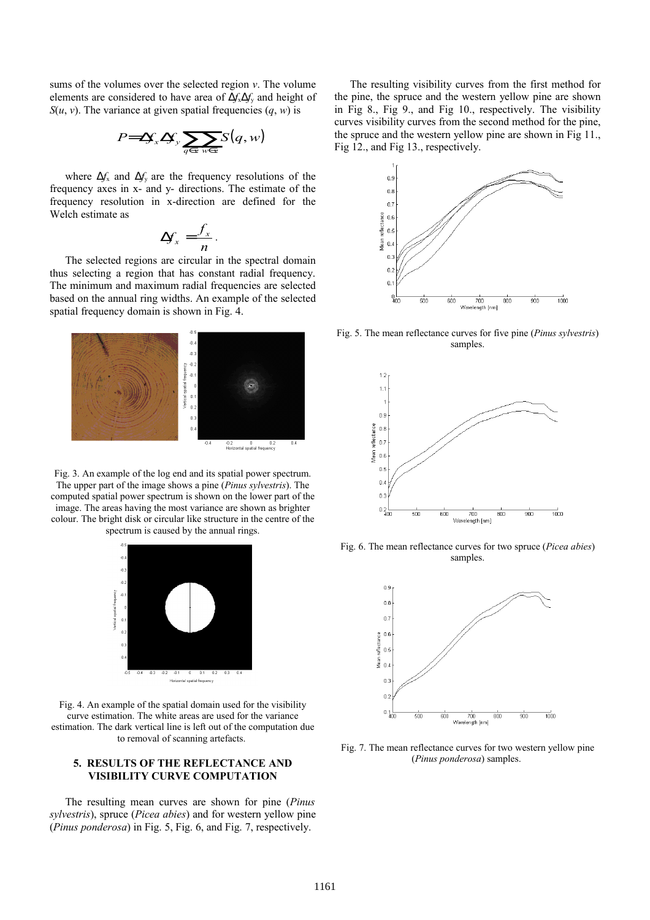sums of the volumes over the selected region $v$. The volume elements are considered to have area of $\Delta f_x \Delta f_y$ and height of $S(u, v)$. The variance at given spatial frequencies $(q, w)$ is

$$P = \Delta f_x \Delta f_y \sum_{q \in v} \sum_{w \in v} S(q, w)$$

where $\Delta f_x$ and $\Delta f_y$ are the frequency resolutions of the frequency axes in x- and y- directions. The estimate of the frequency resolution in x-direction are defined for the Welch estimate as

$$\Delta f_x = \frac{f_x}{n}.$$

The selected regions are circular in the spectral domain thus selecting a region that has constant radial frequency. The minimum and maximum radial frequencies are selected based on the annual ring widths. An example of the selected spatial frequency domain is shown in Fig. 4.

Fig. 3. An example of the log end and its spatial power spectrum. The upper part of the image shows a pine (*Pinus sylvestris*). The computed spatial power spectrum is shown on the lower part of the image. The areas having the most variance are shown as brighter colour. The bright disk or circular like structure in the centre of the spectrum is caused by the annual rings.

Fig. 4. An example of the spatial domain used for the visibility curve estimation. The white areas are used for the variance estimation. The dark vertical line is left out of the computation due to removal of scanning artefacts.

## 5. RESULTS OF THE REFLECTANCE AND VISIBILITY CURVE COMPUTATION

The resulting mean curves are shown for pine (*Pinus sylvestris*), spruce (*Picea abies*) and for western yellow pine (*Pinus ponderosa*) in Fig. 5, Fig. 6, and Fig. 7, respectively.

The resulting visibility curves from the first method for the pine, the spruce and the western yellow pine are shown in Fig 8., Fig 9., and Fig 10., respectively. The visibility curves visibility curves from the second method for the pine, the spruce and the western yellow pine are shown in Fig 11., Fig 12., and Fig 13., respectively.

Fig. 5. The mean reflectance curves for five pine (*Pinus sylvestris*) samples.

Fig. 6. The mean reflectance curves for two spruce (*Picea abies*) samples.

Fig. 7. The mean reflectance curves for two western yellow pine (*Pinus ponderosa*) samples.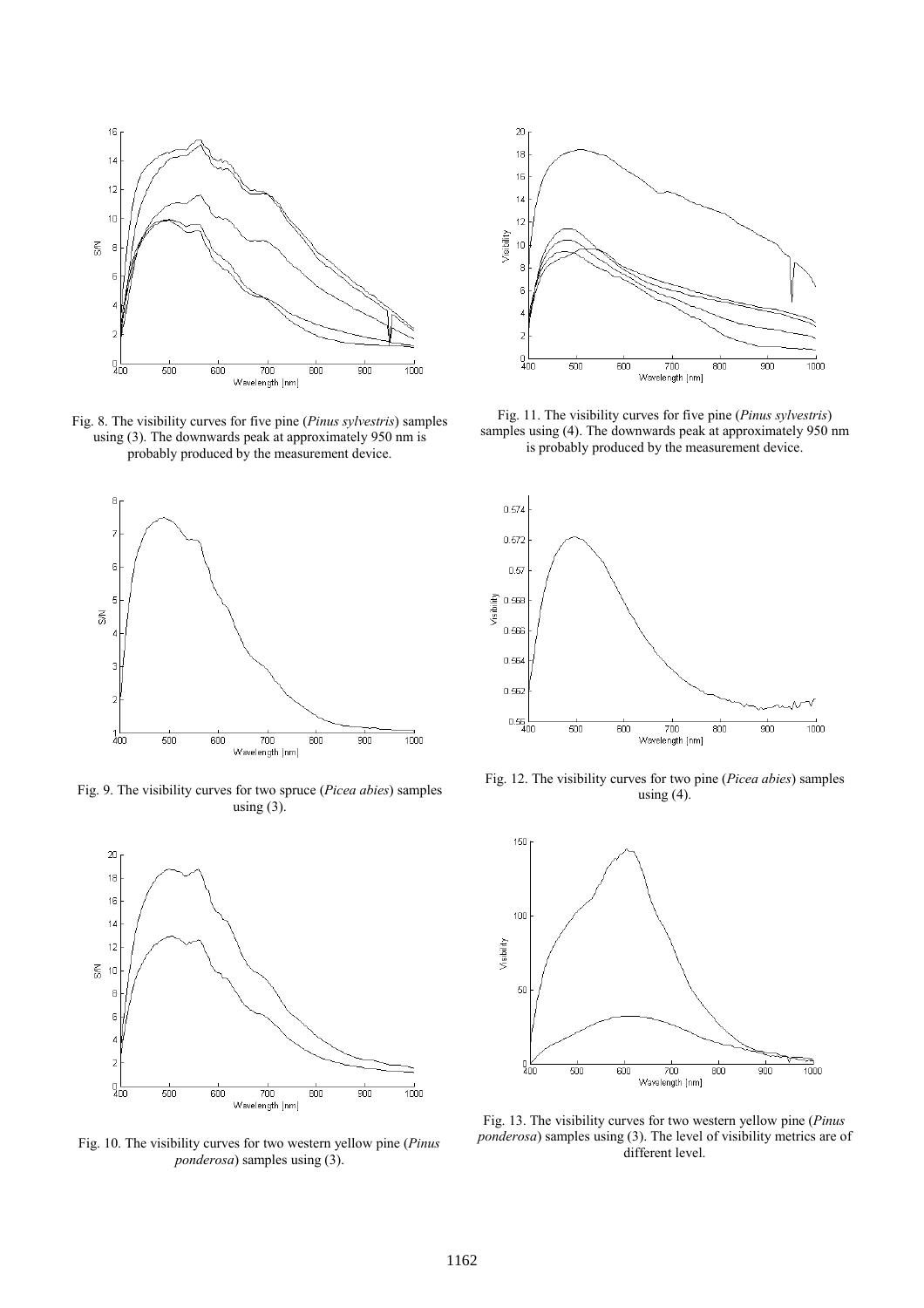Fig. 8. The visibility curves for five pine (*Pinus sylvestris*) samples using (3). The downwards peak at approximately 950 nm is probably produced by the measurement device.

Fig. 9. The visibility curves for two spruce (*Picea abies*) samples using (3).

Fig. 10. The visibility curves for two western yellow pine (*Pinus ponderosa*) samples using (3).

Fig. 11. The visibility curves for five pine (*Pinus sylvestris*) samples using (4). The downwards peak at approximately 950 nm is probably produced by the measurement device.

Fig. 12. The visibility curves for two pine (*Picea abies*) samples using (4).

Fig. 13. The visibility curves for two western yellow pine (*Pinus ponderosa*) samples using (3). The level of visibility metrics are of different level.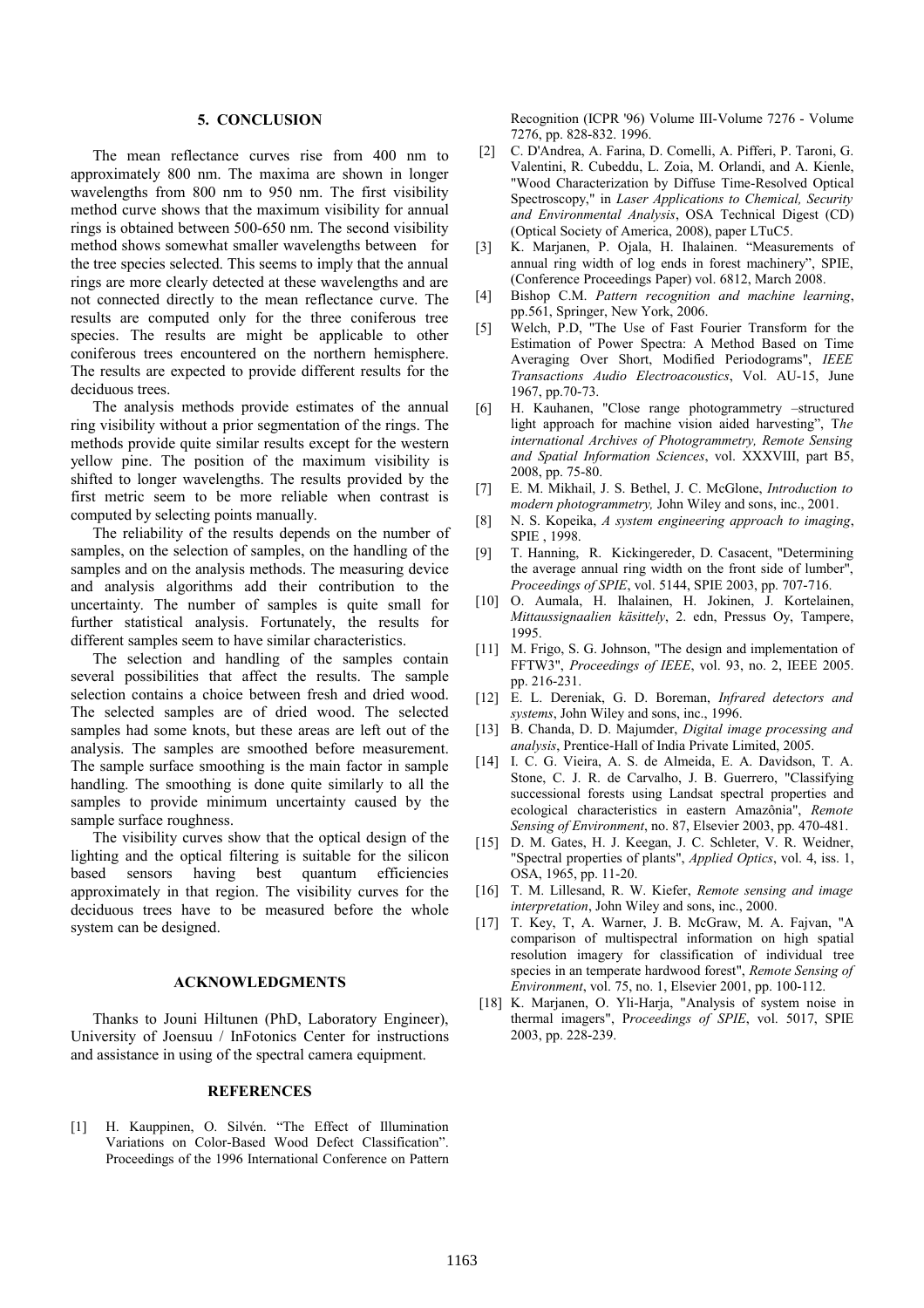## 5. CONCLUSION

The mean reflectance curves rise from 400 nm to approximately 800 nm. The maxima are shown in longer wavelengths from 800 nm to 950 nm. The first visibility method curve shows that the maximum visibility for annual rings is obtained between 500-650 nm. The second visibility method shows somewhat smaller wavelengths between for the tree species selected. This seems to imply that the annual rings are more clearly detected at these wavelengths and are not connected directly to the mean reflectance curve. The results are computed only for the three coniferous tree species. The results are might be applicable to other coniferous trees encountered on the northern hemisphere. The results are expected to provide different results for the deciduous trees.

The analysis methods provide estimates of the annual ring visibility without a prior segmentation of the rings. The methods provide quite similar results except for the western yellow pine. The position of the maximum visibility is shifted to longer wavelengths. The results provided by the first metric seem to be more reliable when contrast is computed by selecting points manually.

The reliability of the results depends on the number of samples, on the selection of samples, on the handling of the samples and on the analysis methods. The measuring device and analysis algorithms add their contribution to the uncertainty. The number of samples is quite small for further statistical analysis. Fortunately, the results for different samples seem to have similar characteristics.

The selection and handling of the samples contain several possibilities that affect the results. The sample selection contains a choice between fresh and dried wood. The selected samples are of dried wood. The selected samples had some knots, but these areas are left out of the analysis. The samples are smoothed before measurement. The sample surface smoothing is the main factor in sample handling. The smoothing is done quite similarly to all the samples to provide minimum uncertainty caused by the sample surface roughness.

The visibility curves show that the optical design of the lighting and the optical filtering is suitable for the silicon based sensors having best quantum efficiencies approximately in that region. The visibility curves for the deciduous trees have to be measured before the whole system can be designed.

## ACKNOWLEDGMENTS

Thanks to Jouni Hiltunen (PhD, Laboratory Engineer), University of Joensuu / InFotonics Center for instructions and assistance in using of the spectral camera equipment.

## REFERENCES

[1] H. Kauppinen, O. Silvén. "The Effect of Illumination Variations on Color-Based Wood Defect Classification". Proceedings of the 1996 International Conference on Pattern Recognition (ICPR '96) Volume III-Volume 7276 - Volume 7276, pp. 828-832. 1996.

[2] C. D'Andrea, A. Farina, D. Comelli, A. Pifferi, P. Taroni, G. Valentini, R. Cubeddu, L. Zoia, M. Orlandi, and A. Kienle, "Wood Characterization by Diffuse Time-Resolved Optical Spectroscopy," in *Laser Applications to Chemical, Security and Environmental Analysis*, OSA Technical Digest (CD) (Optical Society of America, 2008), paper LTuC5.

[3] K. Marjanen, P. Ojala, H. Ihalainen. "Measurements of annual ring width of log ends in forest machinery", SPIE, (Conference Proceedings Paper) vol. 6812, March 2008.

[4] Bishop C.M. *Pattern recognition and machine learning*, pp.561, Springer, New York, 2006.

[5] Welch, P.D, "The Use of Fast Fourier Transform for the Estimation of Power Spectra: A Method Based on Time Averaging Over Short, Modified Periodograms", *IEEE Transactions Audio Electroacoustics*, Vol. AU-15, June 1967, pp.70-73.

[6] H. Kauhanen, "Close range photogrammetry –structured light approach for machine vision aided harvesting", T*he international Archives of Photogrammetry, Remote Sensing and Spatial Information Sciences*, vol. XXXVIII, part B5, 2008, pp. 75-80.

[7] E. M. Mikhail, J. S. Bethel, J. C. McGlone, *Introduction to modern photogrammetry,* John Wiley and sons, inc., 2001.

[8] N. S. Kopeika, *A system engineering approach to imaging*, SPIE , 1998.

[9] T. Hanning, R. Kickingereder, D. Casacent, "Determining the average annual ring width on the front side of lumber", *Proceedings of SPIE*, vol. 5144, SPIE 2003, pp. 707-716.

[10] O. Aumala, H. Ihalainen, H. Jokinen, J. Kortelainen, *Mittaussignaalien käsittely*, 2. edn, Pressus Oy, Tampere, 1995.

[11] M. Frigo, S. G. Johnson, "The design and implementation of FFTW3", *Proceedings of IEEE*, vol. 93, no. 2, IEEE 2005. pp. 216-231.

[12] E. L. Dereniak, G. D. Boreman, *Infrared detectors and systems*, John Wiley and sons, inc., 1996.

[13] B. Chanda, D. D. Majumder, *Digital image processing and analysis*, Prentice-Hall of India Private Limited, 2005.

[14] I. C. G. Vieira, A. S. de Almeida, E. A. Davidson, T. A. Stone, C. J. R. de Carvalho, J. B. Guerrero, "Classifying successional forests using Landsat spectral properties and ecological characteristics in eastern Amazônia", *Remote Sensing of Environment*, no. 87, Elsevier 2003, pp. 470-481.

[15] D. M. Gates, H. J. Keegan, J. C. Schleter, V. R. Weidner, "Spectral properties of plants", *Applied Optics*, vol. 4, iss. 1, OSA, 1965, pp. 11-20.

[16] T. M. Lillesand, R. W. Kiefer, *Remote sensing and image interpretation*, John Wiley and sons, inc., 2000.

[17] T. Key, T, A. Warner, J. B. McGraw, M. A. Fajvan, "A comparison of multispectral information on high spatial resolution imagery for classification of individual tree species in an temperate hardwood forest", *Remote Sensing of Environment*, vol. 75, no. 1, Elsevier 2001, pp. 100-112.

[18] K. Marjanen, O. Yli-Harja, "Analysis of system noise in thermal imagers", P*roceedings of SPIE*, vol. 5017, SPIE 2003, pp. 228-239.